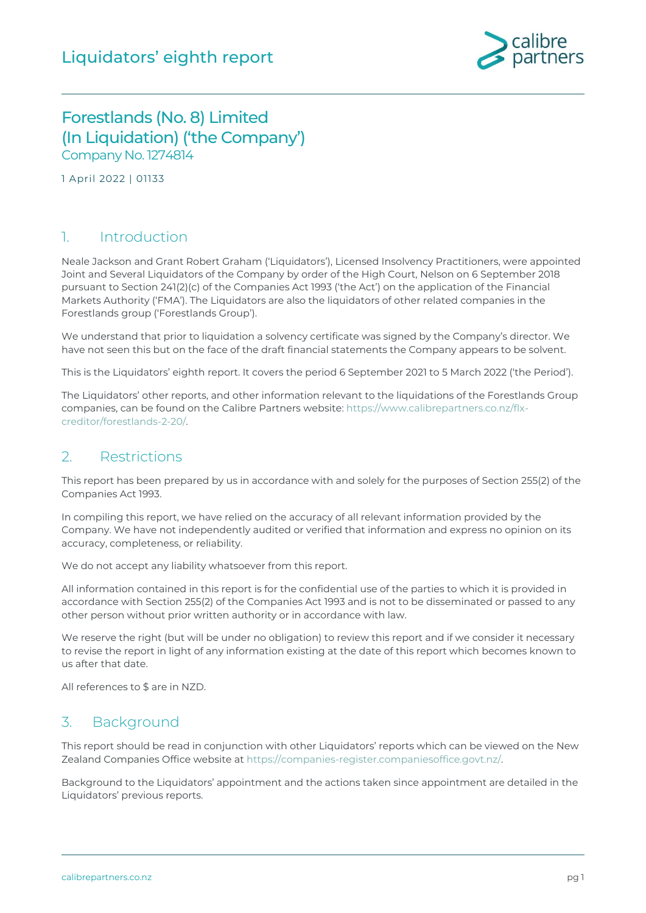# Liquidators' eighth report

## Forestlands (No. 8) Limited (In Liquidation) ('the Company')

Company No. 1274814

1 April 2022 | 01133

## 1. Introduction

Neale Jackson and Grant Robert Graham ('Liquidators'), Licensed Insolvency Practitioners, were appointed Joint and Several Liquidators of the Company by order of the High Court, Nelson on 6 September 2018 pursuant to Section 241(2)(c) of the Companies Act 1993 ('the Act') on the application of the Financial Markets Authority ('FMA'). The Liquidators are also the liquidators of other related companies in the Forestlands group ('Forestlands Group').

We understand that prior to liquidation a solvency certificate was signed by the Company's director. We have not seen this but on the face of the draft financial statements the Company appears to be solvent.

This is the Liquidators' eighth report. It covers the period 6 September 2021 to 5 March 2022 ('the Period').

The Liquidators' other reports, and other information relevant to the liquidations of the Forestlands Group companies, can be found on the Calibre Partners website: https://www.calibrepartners.co.nz/flx-creditor/forestlands-2-20/.

## 2. Restrictions

This report has been prepared by us in accordance with and solely for the purposes of Section 255(2) of the Companies Act 1993.

In compiling this report, we have relied on the accuracy of all relevant information provided by the Company. We have not independently audited or verified that information and express no opinion on its accuracy, completeness, or reliability.

We do not accept any liability whatsoever from this report.

All information contained in this report is for the confidential use of the parties to which it is provided in accordance with Section 255(2) of the Companies Act 1993 and is not to be disseminated or passed to any other person without prior written authority or in accordance with law.

We reserve the right (but will be under no obligation) to review this report and if we consider it necessary to revise the report in light of any information existing at the date of this report which becomes known to us after that date.

All references to $ are in NZD.

## 3. Background

This report should be read in conjunction with other Liquidators' reports which can be viewed on the New Zealand Companies Office website at https://companies-register.companiesoffice.govt.nz/.

Background to the Liquidators' appointment and the actions taken since appointment are detailed in the Liquidators' previous reports.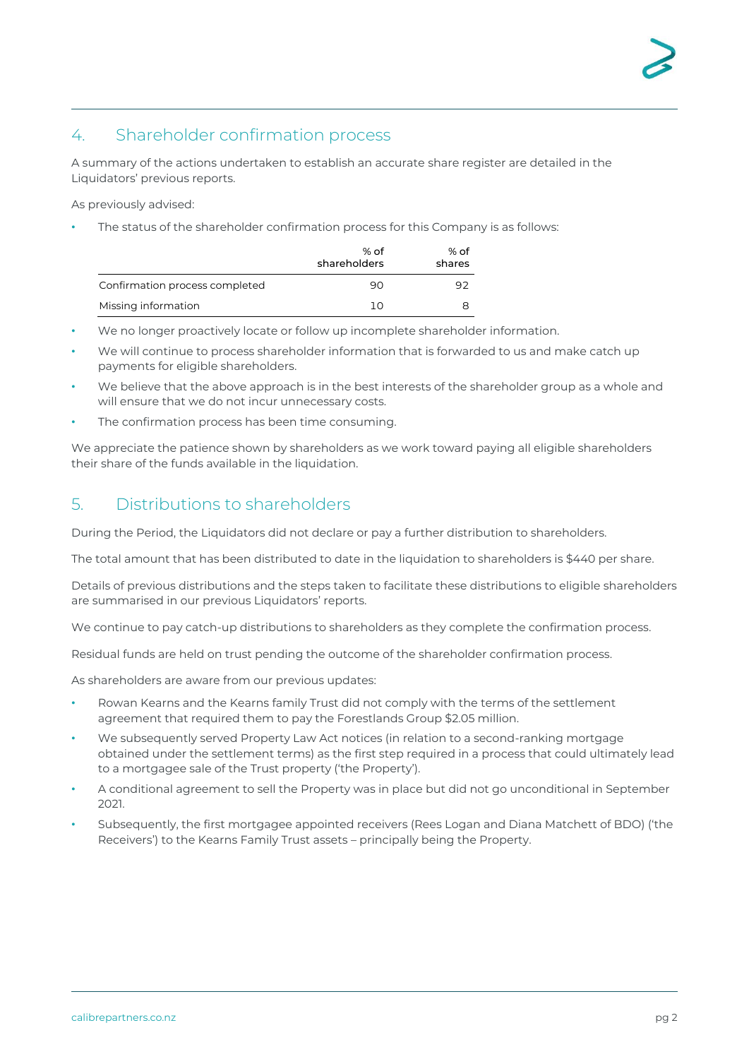## 4. Shareholder confirmation process

A summary of the actions undertaken to establish an accurate share register are detailed in the Liquidators' previous reports.

As previously advised:

- The status of the shareholder confirmation process for this Company is as follows:

| | % of shareholders | % of shares |
|---|---|---|
| Confirmation process completed | 90 | 92 |
| Missing information | 10 | 8 |

- We no longer proactively locate or follow up incomplete shareholder information.
- We will continue to process shareholder information that is forwarded to us and make catch up payments for eligible shareholders.
- We believe that the above approach is in the best interests of the shareholder group as a whole and will ensure that we do not incur unnecessary costs.
- The confirmation process has been time consuming.

We appreciate the patience shown by shareholders as we work toward paying all eligible shareholders their share of the funds available in the liquidation.

## 5. Distributions to shareholders

During the Period, the Liquidators did not declare or pay a further distribution to shareholders.

The total amount that has been distributed to date in the liquidation to shareholders is $440 per share.

Details of previous distributions and the steps taken to facilitate these distributions to eligible shareholders are summarised in our previous Liquidators' reports.

We continue to pay catch-up distributions to shareholders as they complete the confirmation process.

Residual funds are held on trust pending the outcome of the shareholder confirmation process.

As shareholders are aware from our previous updates:

- Rowan Kearns and the Kearns family Trust did not comply with the terms of the settlement agreement that required them to pay the Forestlands Group $2.05 million.
- We subsequently served Property Law Act notices (in relation to a second-ranking mortgage obtained under the settlement terms) as the first step required in a process that could ultimately lead to a mortgagee sale of the Trust property ('the Property').
- A conditional agreement to sell the Property was in place but did not go unconditional in September 2021.
- Subsequently, the first mortgagee appointed receivers (Rees Logan and Diana Matchett of BDO) ('the Receivers') to the Kearns Family Trust assets – principally being the Property.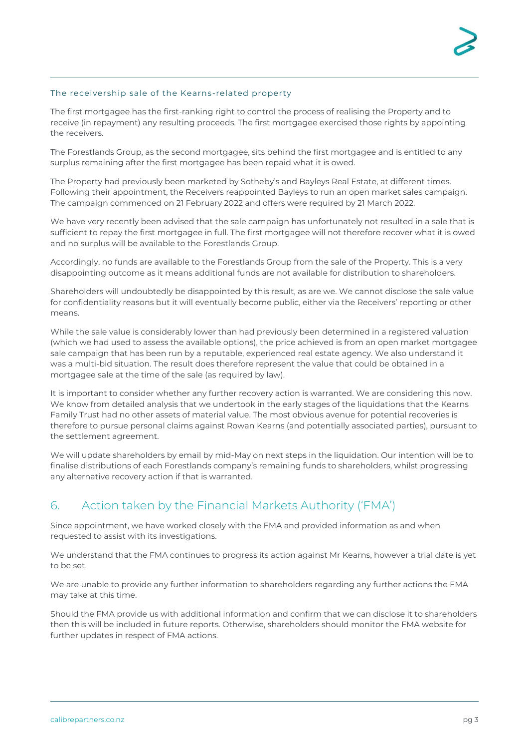### The receivership sale of the Kearns-related property

The first mortgagee has the first-ranking right to control the process of realising the Property and to receive (in repayment) any resulting proceeds. The first mortgagee exercised those rights by appointing the receivers.

The Forestlands Group, as the second mortgagee, sits behind the first mortgagee and is entitled to any surplus remaining after the first mortgagee has been repaid what it is owed.

The Property had previously been marketed by Sotheby's and Bayleys Real Estate, at different times. Following their appointment, the Receivers reappointed Bayleys to run an open market sales campaign. The campaign commenced on 21 February 2022 and offers were required by 21 March 2022.

We have very recently been advised that the sale campaign has unfortunately not resulted in a sale that is sufficient to repay the first mortgagee in full. The first mortgagee will not therefore recover what it is owed and no surplus will be available to the Forestlands Group.

Accordingly, no funds are available to the Forestlands Group from the sale of the Property. This is a very disappointing outcome as it means additional funds are not available for distribution to shareholders.

Shareholders will undoubtedly be disappointed by this result, as are we. We cannot disclose the sale value for confidentiality reasons but it will eventually become public, either via the Receivers' reporting or other means.

While the sale value is considerably lower than had previously been determined in a registered valuation (which we had used to assess the available options), the price achieved is from an open market mortgagee sale campaign that has been run by a reputable, experienced real estate agency. We also understand it was a multi-bid situation. The result does therefore represent the value that could be obtained in a mortgagee sale at the time of the sale (as required by law).

It is important to consider whether any further recovery action is warranted. We are considering this now. We know from detailed analysis that we undertook in the early stages of the liquidations that the Kearns Family Trust had no other assets of material value. The most obvious avenue for potential recoveries is therefore to pursue personal claims against Rowan Kearns (and potentially associated parties), pursuant to the settlement agreement.

We will update shareholders by email by mid-May on next steps in the liquidation. Our intention will be to finalise distributions of each Forestlands company's remaining funds to shareholders, whilst progressing any alternative recovery action if that is warranted.

## 6. Action taken by the Financial Markets Authority ('FMA')

Since appointment, we have worked closely with the FMA and provided information as and when requested to assist with its investigations.

We understand that the FMA continues to progress its action against Mr Kearns, however a trial date is yet to be set.

We are unable to provide any further information to shareholders regarding any further actions the FMA may take at this time.

Should the FMA provide us with additional information and confirm that we can disclose it to shareholders then this will be included in future reports. Otherwise, shareholders should monitor the FMA website for further updates in respect of FMA actions.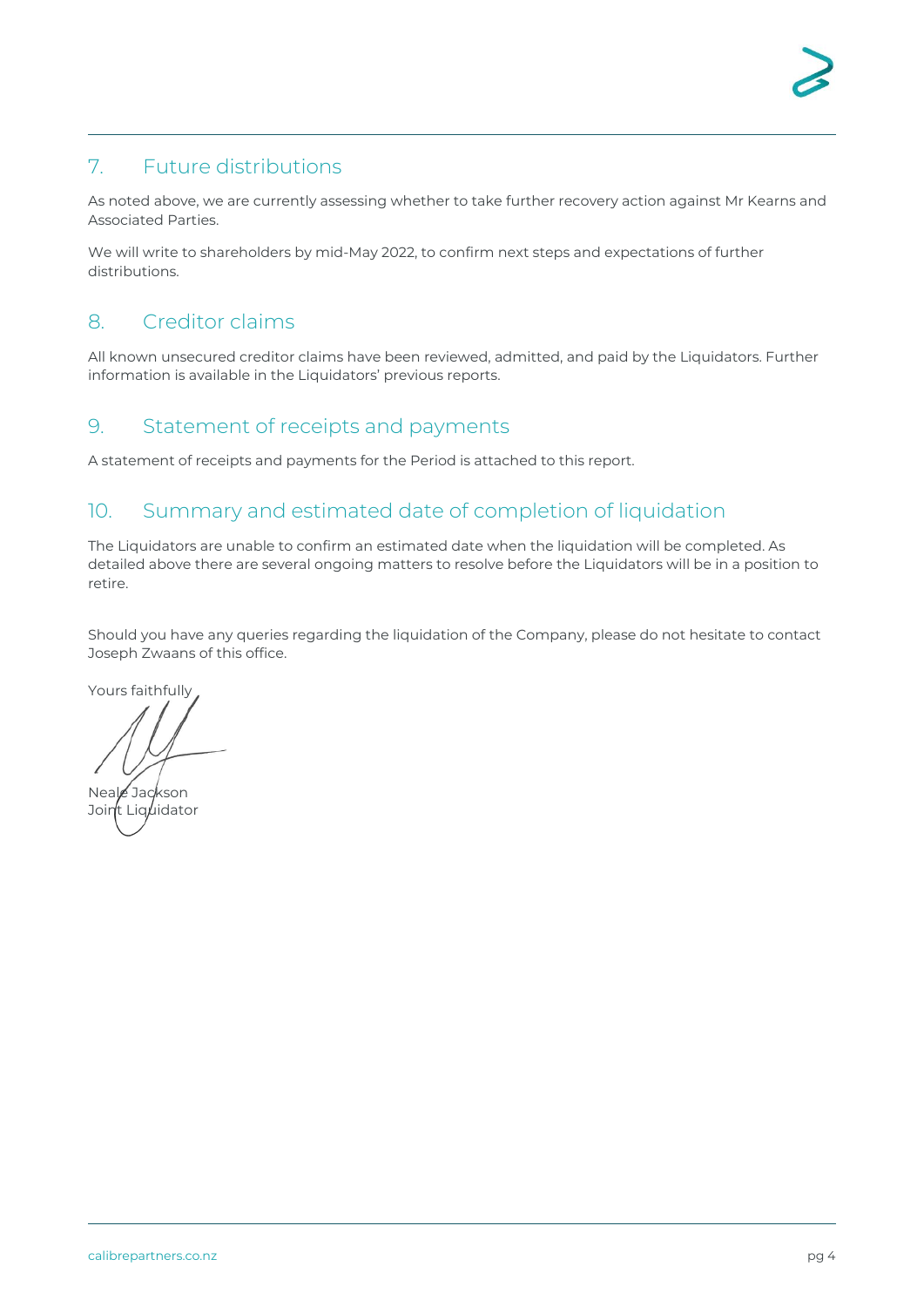## 7. Future distributions

As noted above, we are currently assessing whether to take further recovery action against Mr Kearns and Associated Parties.

We will write to shareholders by mid-May 2022, to confirm next steps and expectations of further distributions.

## 8. Creditor claims

All known unsecured creditor claims have been reviewed, admitted, and paid by the Liquidators. Further information is available in the Liquidators' previous reports.

## 9. Statement of receipts and payments

A statement of receipts and payments for the Period is attached to this report.

## 10. Summary and estimated date of completion of liquidation

The Liquidators are unable to confirm an estimated date when the liquidation will be completed. As detailed above there are several ongoing matters to resolve before the Liquidators will be in a position to retire.

Should you have any queries regarding the liquidation of the Company, please do not hesitate to contact Joseph Zwaans of this office.

Yours faithfully

Neale Jackson
Joint Liquidator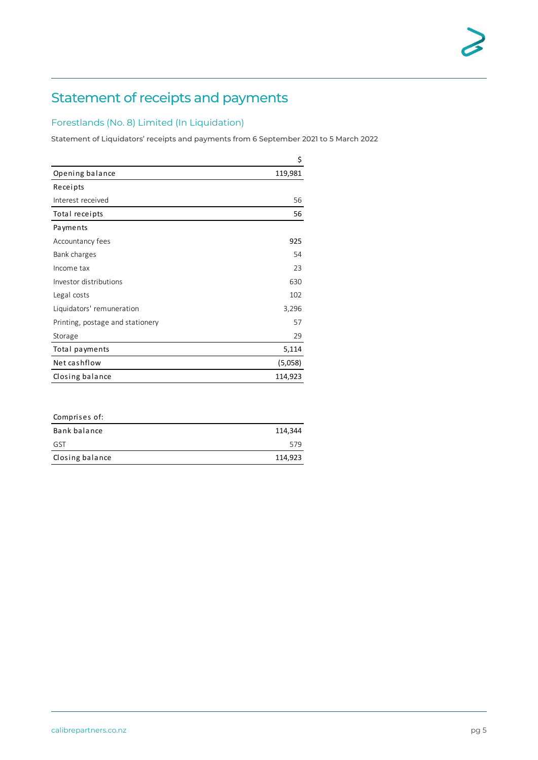# Statement of receipts and payments

## Forestlands (No. 8) Limited (In Liquidation)

Statement of Liquidators' receipts and payments from 6 September 2021 to 5 March 2022

| | $ |
|---|---|
| Opening balance | 119,981 |
| Receipts | |
| Interest received | 56 |
| Total receipts | 56 |
| Payments | |
| Accountancy fees | 925 |
| Bank charges | 54 |
| Income tax | 23 |
| Investor distributions | 630 |
| Legal costs | 102 |
| Liquidators' remuneration | 3,296 |
| Printing, postage and stationery | 57 |
| Storage | 29 |
| Total payments | 5,114 |
| Net cashflow | (5,058) |
| Closing balance | 114,923 |

| Comprises of: | |
|---|---|
| Bank balance | 114,344 |
| GST | 579 |
| Closing balance | 114,923 |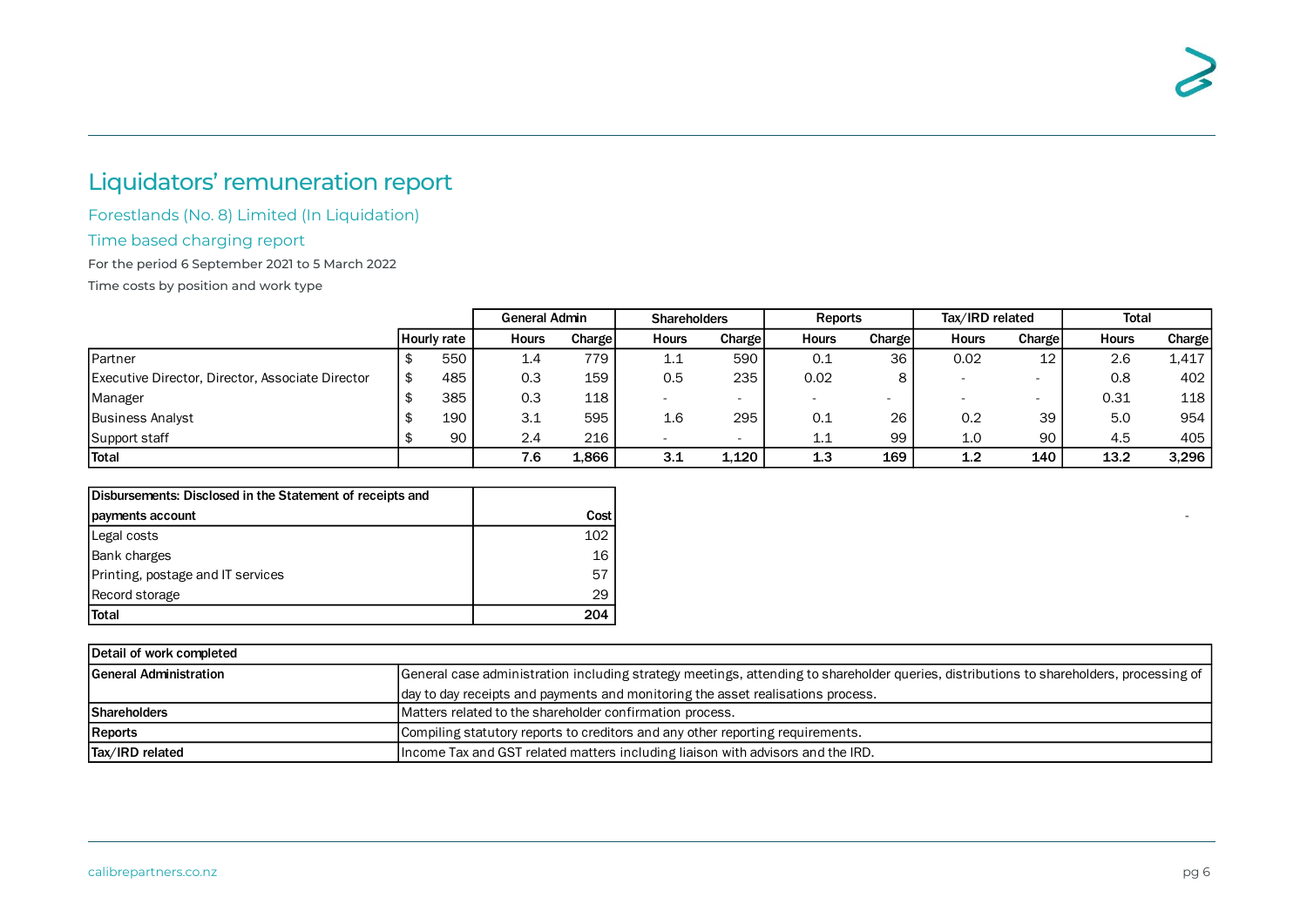# Liquidators' remuneration report

## Forestlands (No. 8) Limited (In Liquidation)

## Time based charging report

For the period 6 September 2021 to 5 March 2022

Time costs by position and work type

| | | General Admin | | Shareholders | | Reports | | Tax/IRD related | | Total | |
|---|---|---|---|---|---|---|---|---|---|---|---|
| | **Hourly rate** | **Hours** | **Charge** | **Hours** | **Charge** | **Hours** | **Charge** | **Hours** | **Charge** | **Hours** | **Charge** |
| Partner | $ 550 | 1.4 | 779 | 1.1 | 590 | 0.1 | 36 | 0.02 | 12 | 2.6 | 1,417 |
| Executive Director, Director, Associate Director | $ 485 | 0.3 | 159 | 0.5 | 235 | 0.02 | 8 | - | - | 0.8 | 402 |
| Manager | $ 385 | 0.3 | 118 | - | - | - | - | - | - | 0.31 | 118 |
| Business Analyst | $ 190 | 3.1 | 595 | 1.6 | 295 | 0.1 | 26 | 0.2 | 39 | 5.0 | 954 |
| Support staff | $ 90 | 2.4 | 216 | - | - | 1.1 | 99 | 1.0 | 90 | 4.5 | 405 |
| **Total** | | **7.6** | **1,866** | **3.1** | **1,120** | **1.3** | **169** | **1.2** | **140** | **13.2** | **3,296** |

| Disbursements: Disclosed in the Statement of receipts and payments account | Cost |
|---|---|
| Legal costs | 102 |
| Bank charges | 16 |
| Printing, postage and IT services | 57 |
| Record storage | 29 |
| **Total** | **204** |

| Detail of work completed | |
|---|---|
| **General Administration** | General case administration including strategy meetings, attending to shareholder queries, distributions to shareholders, processing of day to day receipts and payments and monitoring the asset realisations process. |
| **Shareholders** | Matters related to the shareholder confirmation process. |
| **Reports** | Compiling statutory reports to creditors and any other reporting requirements. |
| **Tax/IRD related** | Income Tax and GST related matters including liaison with advisors and the IRD. |